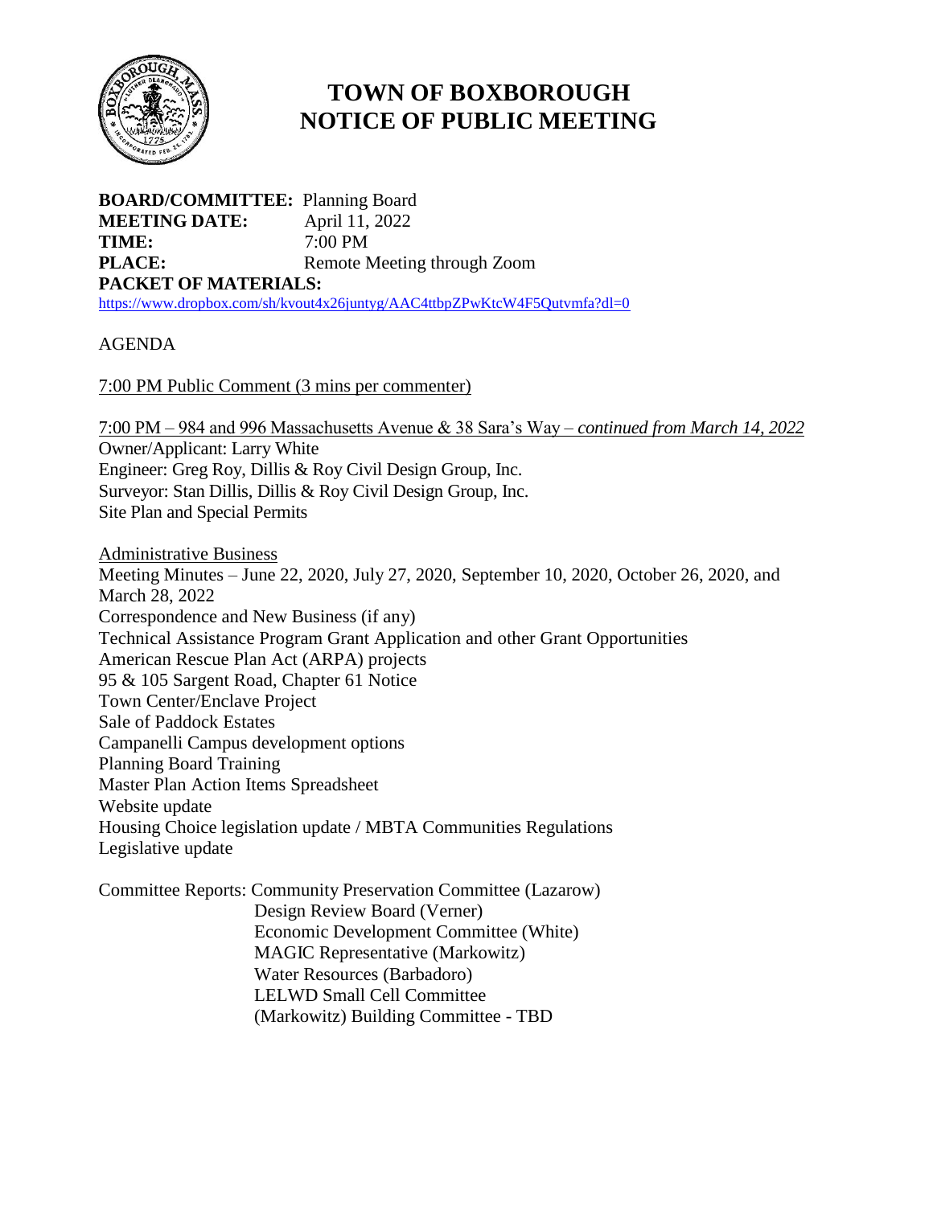# TOWN OF BOXBOROUGH
# NOTICE OF PUBLIC MEETING

**BOARD/COMMITTEE:** Planning Board
**MEETING DATE:** April 11, 2022
**TIME:** 7:00 PM
**PLACE:** Remote Meeting through Zoom
**PACKET OF MATERIALS:**
https://www.dropbox.com/sh/kvout4x26juntyg/AAC4ttbpZPwKtcW4F5Qutvmfa?dl=0

AGENDA

7:00 PM Public Comment (3 mins per commenter)

7:00 PM – 984 and 996 Massachusetts Avenue & 38 Sara's Way – *continued from March 14, 2022*
Owner/Applicant: Larry White
Engineer: Greg Roy, Dillis & Roy Civil Design Group, Inc.
Surveyor: Stan Dillis, Dillis & Roy Civil Design Group, Inc.
Site Plan and Special Permits

Administrative Business
Meeting Minutes – June 22, 2020, July 27, 2020, September 10, 2020, October 26, 2020, and March 28, 2022
Correspondence and New Business (if any)
Technical Assistance Program Grant Application and other Grant Opportunities
American Rescue Plan Act (ARPA) projects
95 & 105 Sargent Road, Chapter 61 Notice
Town Center/Enclave Project
Sale of Paddock Estates
Campanelli Campus development options
Planning Board Training
Master Plan Action Items Spreadsheet
Website update
Housing Choice legislation update / MBTA Communities Regulations
Legislative update

Committee Reports: Community Preservation Committee (Lazarow)
Design Review Board (Verner)
Economic Development Committee (White)
MAGIC Representative (Markowitz)
Water Resources (Barbadoro)
LELWD Small Cell Committee
(Markowitz) Building Committee - TBD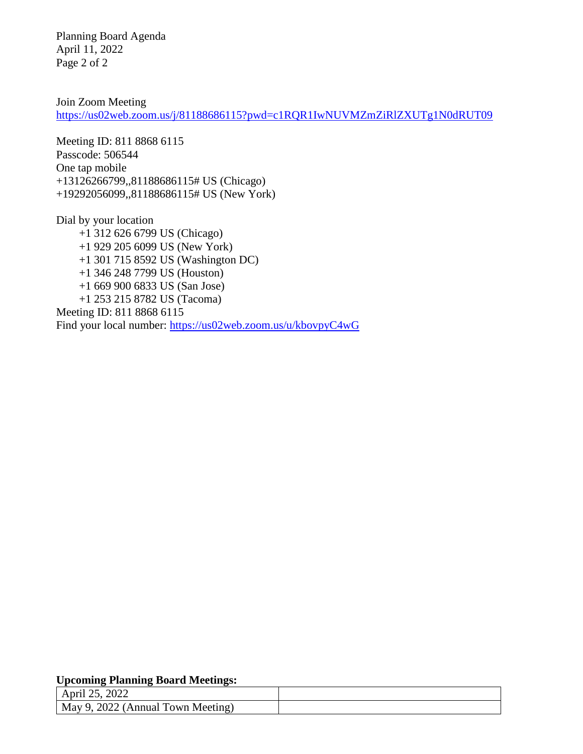Join Zoom Meeting
https://us02web.zoom.us/j/81188686115?pwd=c1RQR1IwNUVMZmZiRlZXUTg1N0dRUT09

Meeting ID: 811 8868 6115
Passcode: 506544
One tap mobile
+13126266799,,81188686115# US (Chicago)
+19292056099,,81188686115# US (New York)

Dial by your location
+1 312 626 6799 US (Chicago)
+1 929 205 6099 US (New York)
+1 301 715 8592 US (Washington DC)
+1 346 248 7799 US (Houston)
+1 669 900 6833 US (San Jose)
+1 253 215 8782 US (Tacoma)
Meeting ID: 811 8868 6115
Find your local number: https://us02web.zoom.us/u/kbovpyC4wG

**Upcoming Planning Board Meetings:**

| | |
|---|---|
| April 25, 2022 | |
| May 9, 2022 (Annual Town Meeting) | |